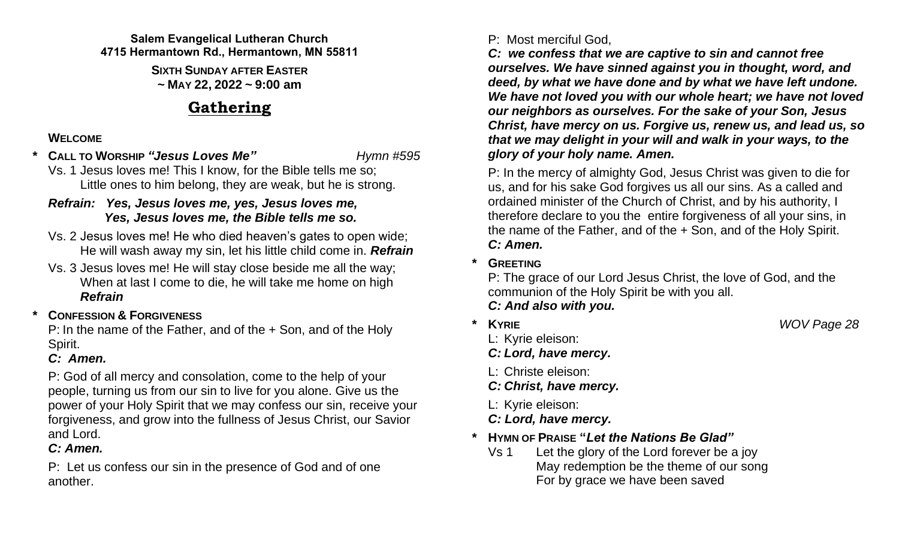**Salem Evangelical Lutheran Church**
**4715 Hermantown Rd., Hermantown, MN 55811**

**SIXTH SUNDAY AFTER EASTER**
**~ MAY 22, 2022 ~ 9:00 am**

# Gathering

**WELCOME**

**\* CALL TO WORSHIP *"Jesus Loves Me"*** *Hymn #595*

Vs. 1 Jesus loves me! This I know, for the Bible tells me so;
Little ones to him belong, they are weak, but he is strong.

***Refrain: Yes, Jesus loves me, yes, Jesus loves me,***
***Yes, Jesus loves me, the Bible tells me so.***

Vs. 2 Jesus loves me! He who died heaven's gates to open wide;
He will wash away my sin, let his little child come in. ***Refrain***

Vs. 3 Jesus loves me! He will stay close beside me all the way;
When at last I come to die, he will take me home on high
***Refrain***

**\* CONFESSION & FORGIVENESS**

P: In the name of the Father, and of the + Son, and of the Holy Spirit.
***C: Amen.***

P: God of all mercy and consolation, come to the help of your people, turning us from our sin to live for you alone. Give us the power of your Holy Spirit that we may confess our sin, receive your forgiveness, and grow into the fullness of Jesus Christ, our Savior and Lord.
***C: Amen.***

P: Let us confess our sin in the presence of God and of one another.

P: Most merciful God,
***C: we confess that we are captive to sin and cannot free ourselves. We have sinned against you in thought, word, and deed, by what we have done and by what we have left undone. We have not loved you with our whole heart; we have not loved our neighbors as ourselves. For the sake of your Son, Jesus Christ, have mercy on us. Forgive us, renew us, and lead us, so that we may delight in your will and walk in your ways, to the glory of your holy name. Amen.***

P: In the mercy of almighty God, Jesus Christ was given to die for us, and for his sake God forgives us all our sins. As a called and ordained minister of the Church of Christ, and by his authority, I therefore declare to you the entire forgiveness of all your sins, in the name of the Father, and of the + Son, and of the Holy Spirit.
***C: Amen.***

**\* GREETING**

P: The grace of our Lord Jesus Christ, the love of God, and the communion of the Holy Spirit be with you all.
***C: And also with you.***

**\* KYRIE** *WOV Page 28*

L: Kyrie eleison:
***C: Lord, have mercy.***

L: Christe eleison:
***C: Christ, have mercy.***

L: Kyrie eleison:
***C: Lord, have mercy.***

**\* HYMN OF PRAISE "*Let the Nations Be Glad"***

Vs 1 Let the glory of the Lord forever be a joy
May redemption be the theme of our song
For by grace we have been saved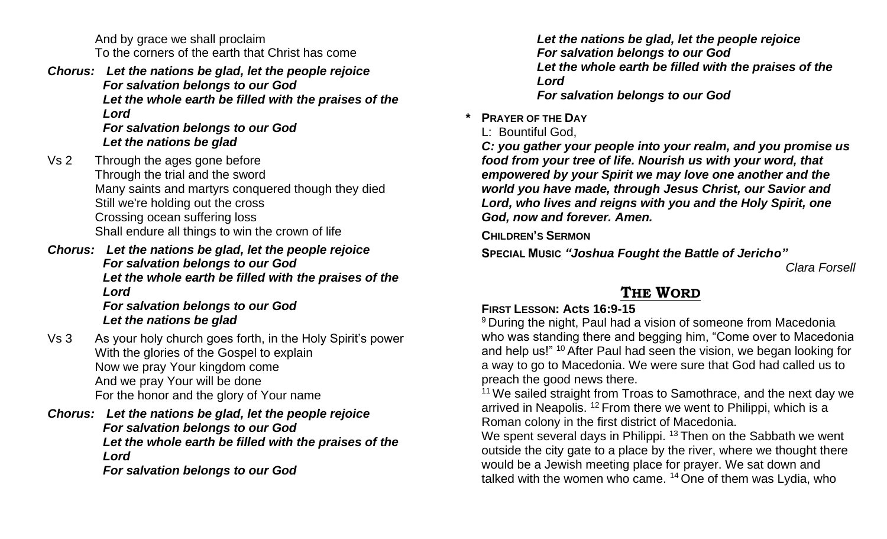And by grace we shall proclaim
To the corners of the earth that Christ has come

***Chorus:*** ***Let the nations be glad, let the people rejoice***
***For salvation belongs to our God***
***Let the whole earth be filled with the praises of the Lord***
***For salvation belongs to our God***
***Let the nations be glad***

Vs 2 Through the ages gone before
Through the trial and the sword
Many saints and martyrs conquered though they died
Still we're holding out the cross
Crossing ocean suffering loss
Shall endure all things to win the crown of life

***Chorus:*** ***Let the nations be glad, let the people rejoice***
***For salvation belongs to our God***
***Let the whole earth be filled with the praises of the Lord***
***For salvation belongs to our God***
***Let the nations be glad***

Vs 3 As your holy church goes forth, in the Holy Spirit's power
With the glories of the Gospel to explain
Now we pray Your kingdom come
And we pray Your will be done
For the honor and the glory of Your name

***Chorus:*** ***Let the nations be glad, let the people rejoice***
***For salvation belongs to our God***
***Let the whole earth be filled with the praises of the Lord***
***For salvation belongs to our God***

***Let the nations be glad, let the people rejoice***
***For salvation belongs to our God***
***Let the whole earth be filled with the praises of the Lord***
***For salvation belongs to our God***

**\* PRAYER OF THE DAY**

L: Bountiful God,

***C: you gather your people into your realm, and you promise us food from your tree of life. Nourish us with your word, that empowered by your Spirit we may love one another and the world you have made, through Jesus Christ, our Savior and Lord, who lives and reigns with you and the Holy Spirit, one God, now and forever. Amen.***

**CHILDREN'S SERMON**

**SPECIAL MUSIC** ***"Joshua Fought the Battle of Jericho"***

*Clara Forsell*

## THE WORD

**FIRST LESSON: Acts 16:9-15**

[9] During the night, Paul had a vision of someone from Macedonia who was standing there and begging him, "Come over to Macedonia and help us!" [10] After Paul had seen the vision, we began looking for a way to go to Macedonia. We were sure that God had called us to preach the good news there.

[11] We sailed straight from Troas to Samothrace, and the next day we arrived in Neapolis. [12] From there we went to Philippi, which is a Roman colony in the first district of Macedonia.

We spent several days in Philippi. [13] Then on the Sabbath we went outside the city gate to a place by the river, where we thought there would be a Jewish meeting place for prayer. We sat down and talked with the women who came. [14] One of them was Lydia, who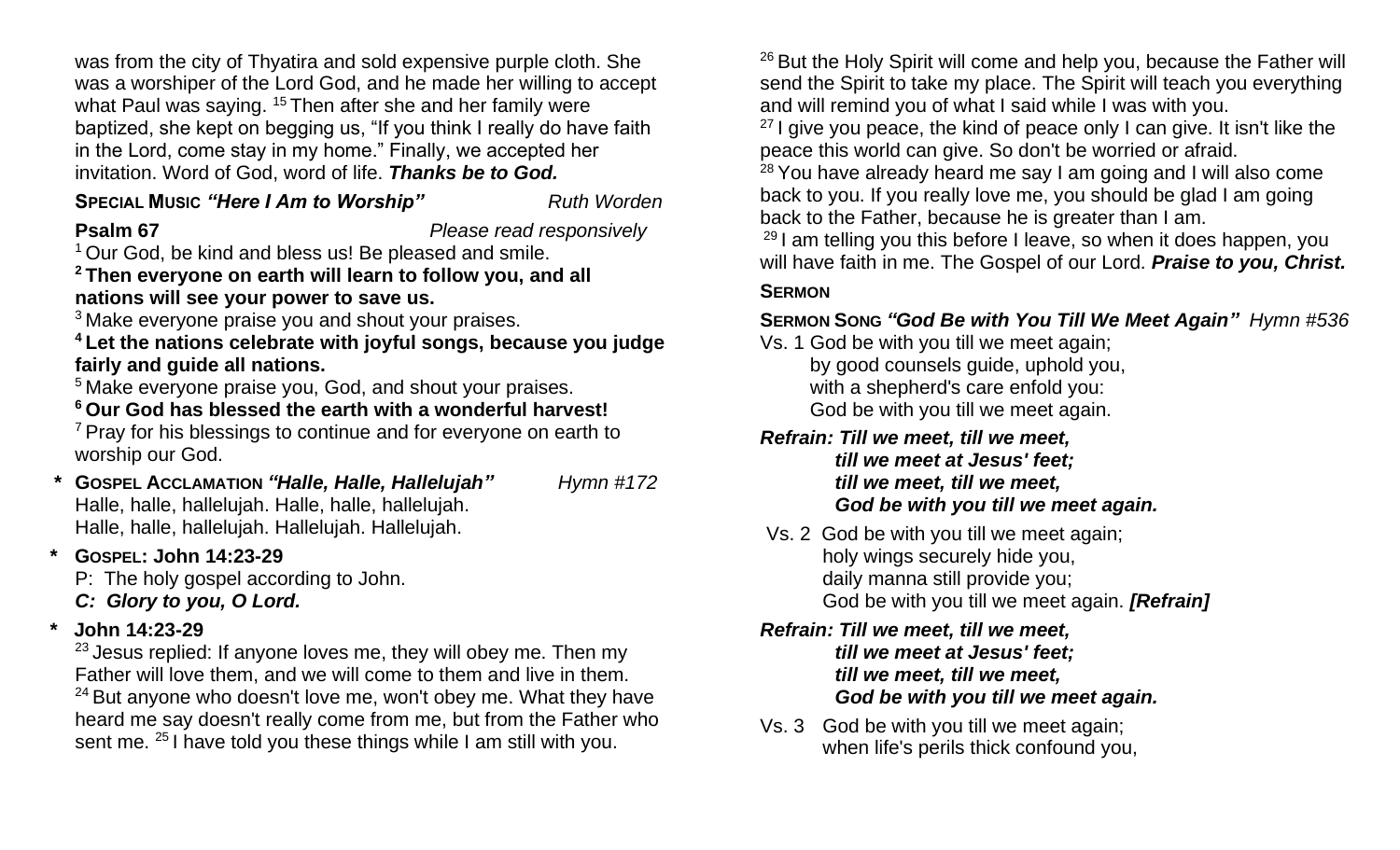was from the city of Thyatira and sold expensive purple cloth. She was a worshiper of the Lord God, and he made her willing to accept what Paul was saying. [15] Then after she and her family were baptized, she kept on begging us, “If you think I really do have faith in the Lord, come stay in my home.” Finally, we accepted her invitation. Word of God, word of life. ***Thanks be to God.***

**SPECIAL MUSIC *“Here I Am to Worship”*** *Ruth Worden*

**Psalm 67** *Please read responsively*

[1] Our God, be kind and bless us! Be pleased and smile.

**[2] Then everyone on earth will learn to follow you, and all nations will see your power to save us.**

[3] Make everyone praise you and shout your praises.

**[4] Let the nations celebrate with joyful songs, because you judge fairly and guide all nations.**

[5] Make everyone praise you, God, and shout your praises.

**[6] Our God has blessed the earth with a wonderful harvest!**

[7] Pray for his blessings to continue and for everyone on earth to worship our God.

**\* GOSPEL ACCLAMATION *“Halle, Halle, Hallelujah”*** *Hymn #172*

Halle, halle, hallelujah. Halle, halle, hallelujah.
Halle, halle, hallelujah. Hallelujah. Hallelujah.

**\* GOSPEL: John 14:23-29**

P: The holy gospel according to John.
***C: Glory to you, O Lord.***

**\* John 14:23-29**

[23] Jesus replied: If anyone loves me, they will obey me. Then my Father will love them, and we will come to them and live in them. [24] But anyone who doesn't love me, won't obey me. What they have heard me say doesn't really come from me, but from the Father who sent me. [25] I have told you these things while I am still with you. [26] But the Holy Spirit will come and help you, because the Father will send the Spirit to take my place. The Spirit will teach you everything and will remind you of what I said while I was with you.

[27] I give you peace, the kind of peace only I can give. It isn't like the peace this world can give. So don't be worried or afraid.

[28] You have already heard me say I am going and I will also come back to you. If you really love me, you should be glad I am going back to the Father, because he is greater than I am.

[29] I am telling you this before I leave, so when it does happen, you will have faith in me. The Gospel of our Lord. ***Praise to you, Christ.***

**SERMON**

**SERMON SONG *“God Be with You Till We Meet Again”*** *Hymn #536*

Vs. 1 God be with you till we meet again;
by good counsels guide, uphold you,
with a shepherd's care enfold you:
God be with you till we meet again.

***Refrain: Till we meet, till we meet,***
***till we meet at Jesus' feet;***
***till we meet, till we meet,***
***God be with you till we meet again.***

Vs. 2 God be with you till we meet again;
holy wings securely hide you,
daily manna still provide you;
God be with you till we meet again. ***[Refrain]***

***Refrain: Till we meet, till we meet,***
***till we meet at Jesus' feet;***
***till we meet, till we meet,***
***God be with you till we meet again.***

Vs. 3 God be with you till we meet again;
when life's perils thick confound you,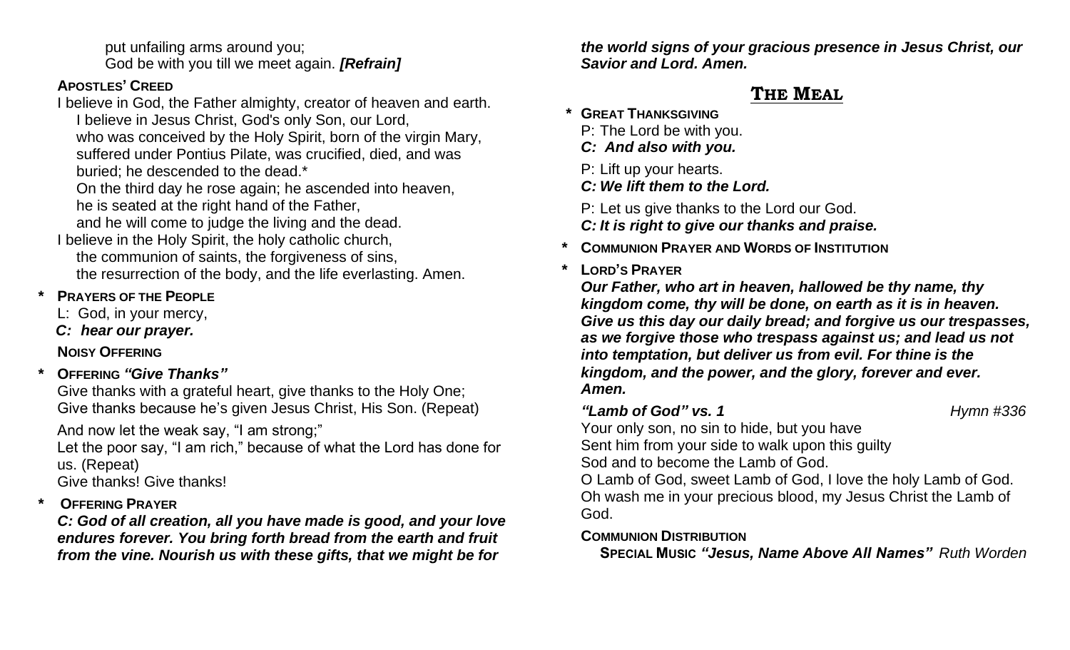put unfailing arms around you;
God be with you till we meet again. ***[Refrain]***

**APOSTLES' CREED**

I believe in God, the Father almighty, creator of heaven and earth.
I believe in Jesus Christ, God's only Son, our Lord,
who was conceived by the Holy Spirit, born of the virgin Mary,
suffered under Pontius Pilate, was crucified, died, and was buried; he descended to the dead.*
On the third day he rose again; he ascended into heaven,
he is seated at the right hand of the Father,
and he will come to judge the living and the dead.
I believe in the Holy Spirit, the holy catholic church,
the communion of saints, the forgiveness of sins,
the resurrection of the body, and the life everlasting. Amen.

\* **PRAYERS OF THE PEOPLE**

L: God, in your mercy,
***C: hear our prayer.***

**NOISY OFFERING**

\* **OFFERING** ***"Give Thanks"***

Give thanks with a grateful heart, give thanks to the Holy One;
Give thanks because he's given Jesus Christ, His Son. (Repeat)

And now let the weak say, "I am strong;"
Let the poor say, "I am rich," because of what the Lord has done for us. (Repeat)
Give thanks! Give thanks!

\* **OFFERING PRAYER**

***C: God of all creation, all you have made is good, and your love endures forever. You bring forth bread from the earth and fruit from the vine. Nourish us with these gifts, that we might be for the world signs of your gracious presence in Jesus Christ, our Savior and Lord. Amen.***

## THE MEAL

\* **GREAT THANKSGIVING**

P: The Lord be with you.
***C: And also with you.***

P: Lift up your hearts.
***C: We lift them to the Lord.***

P: Let us give thanks to the Lord our God.
***C: It is right to give our thanks and praise.***

\* **COMMUNION PRAYER AND WORDS OF INSTITUTION**

\* **LORD'S PRAYER**

***Our Father, who art in heaven, hallowed be thy name, thy kingdom come, thy will be done, on earth as it is in heaven. Give us this day our daily bread; and forgive us our trespasses, as we forgive those who trespass against us; and lead us not into temptation, but deliver us from evil. For thine is the kingdom, and the power, and the glory, forever and ever. Amen.***

***"Lamb of God" vs. 1*** *Hymn #336*

Your only son, no sin to hide, but you have
Sent him from your side to walk upon this guilty
Sod and to become the Lamb of God.
O Lamb of God, sweet Lamb of God, I love the holy Lamb of God.
Oh wash me in your precious blood, my Jesus Christ the Lamb of God.

**COMMUNION DISTRIBUTION**

**SPECIAL MUSIC** ***"Jesus, Name Above All Names"*** *Ruth Worden*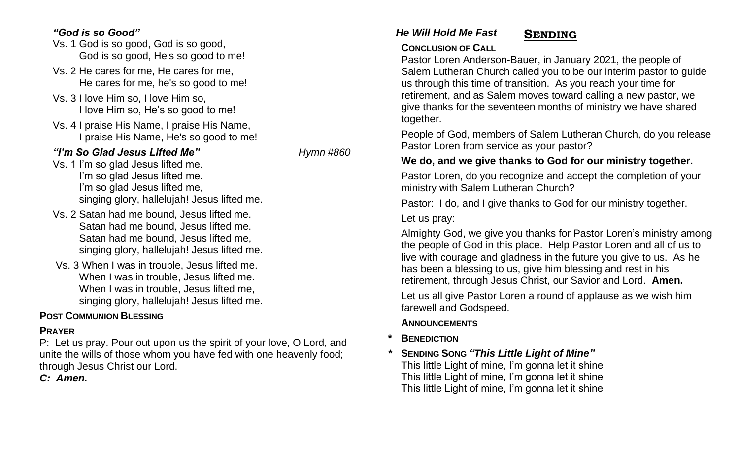*"God is so Good"*

Vs. 1 God is so good, God is so good,
God is so good, He's so good to me!

Vs. 2 He cares for me, He cares for me,
He cares for me, he's so good to me!

Vs. 3 I love Him so, I love Him so,
I love Him so, He's so good to me!

Vs. 4 I praise His Name, I praise His Name,
I praise His Name, He's so good to me!

***"I'm So Glad Jesus Lifted Me"*** *Hymn #860*

Vs. 1 I'm so glad Jesus lifted me.
I'm so glad Jesus lifted me.
I'm so glad Jesus lifted me,
singing glory, hallelujah! Jesus lifted me.

Vs. 2 Satan had me bound, Jesus lifted me.
Satan had me bound, Jesus lifted me.
Satan had me bound, Jesus lifted me,
singing glory, hallelujah! Jesus lifted me.

Vs. 3 When I was in trouble, Jesus lifted me.
When I was in trouble, Jesus lifted me.
When I was in trouble, Jesus lifted me,
singing glory, hallelujah! Jesus lifted me.

**POST COMMUNION BLESSING**

**PRAYER**

P: Let us pray. Pour out upon us the spirit of your love, O Lord, and unite the wills of those whom you have fed with one heavenly food; through Jesus Christ our Lord.

***C: Amen.***

***He Will Hold Me Fast***

## SENDING

**CONCLUSION OF CALL**

Pastor Loren Anderson-Bauer, in January 2021, the people of Salem Lutheran Church called you to be our interim pastor to guide us through this time of transition. As you reach your time for retirement, and as Salem moves toward calling a new pastor, we give thanks for the seventeen months of ministry we have shared together.

People of God, members of Salem Lutheran Church, do you release Pastor Loren from service as your pastor?

**We do, and we give thanks to God for our ministry together.**

Pastor Loren, do you recognize and accept the completion of your ministry with Salem Lutheran Church?

Pastor: I do, and I give thanks to God for our ministry together.

Let us pray:

Almighty God, we give you thanks for Pastor Loren's ministry among the people of God in this place. Help Pastor Loren and all of us to live with courage and gladness in the future you give to us. As he has been a blessing to us, give him blessing and rest in his retirement, through Jesus Christ, our Savior and Lord. **Amen.**

Let us all give Pastor Loren a round of applause as we wish him farewell and Godspeed.

**ANNOUNCEMENTS**

\* **BENEDICTION**

\* **SENDING SONG** ***"This Little Light of Mine"***

This little Light of mine, I'm gonna let it shine
This little Light of mine, I'm gonna let it shine
This little Light of mine, I'm gonna let it shine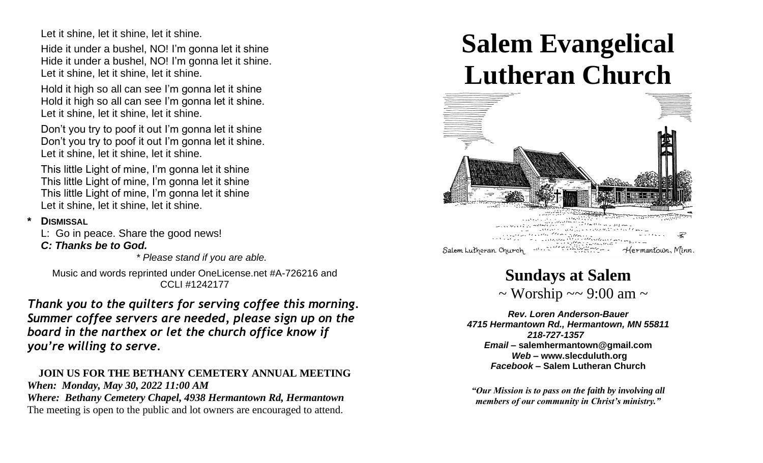Let it shine, let it shine, let it shine.

Hide it under a bushel, NO! I'm gonna let it shine
Hide it under a bushel, NO! I'm gonna let it shine.
Let it shine, let it shine, let it shine.

Hold it high so all can see I'm gonna let it shine
Hold it high so all can see I'm gonna let it shine.
Let it shine, let it shine, let it shine.

Don't you try to poof it out I'm gonna let it shine
Don't you try to poof it out I'm gonna let it shine.
Let it shine, let it shine, let it shine.

This little Light of mine, I'm gonna let it shine
This little Light of mine, I'm gonna let it shine
This little Light of mine, I'm gonna let it shine
Let it shine, let it shine, let it shine.

**\* DISMISSAL**

L: Go in peace. Share the good news!
***C: Thanks be to God.***

*\* Please stand if you are able.*

Music and words reprinted under OneLicense.net #A-726216 and CCLI #1242177

***Thank you to the quilters for serving coffee this morning. Summer coffee servers are needed, please sign up on the board in the narthex or let the church office know if you're willing to serve.***

**JOIN US FOR THE BETHANY CEMETERY ANNUAL MEETING**
***When: Monday, May 30, 2022 11:00 AM***
***Where: Bethany Cemetery Chapel, 4938 Hermantown Rd, Hermantown***
The meeting is open to the public and lot owners are encouraged to attend.

# Salem Evangelical Lutheran Church

Salem Lutheran Church — Hermantown, Minn.

## Sundays at Salem

~ Worship ~~ 9:00 am ~

***Rev. Loren Anderson-Bauer***
***4715 Hermantown Rd., Hermantown, MN 55811***
***218-727-1357***
***Email* – salemhermantown@gmail.com**
***Web* – www.slecduluth.org**
***Facebook* – Salem Lutheran Church**

***"Our Mission is to pass on the faith by involving all members of our community in Christ's ministry."***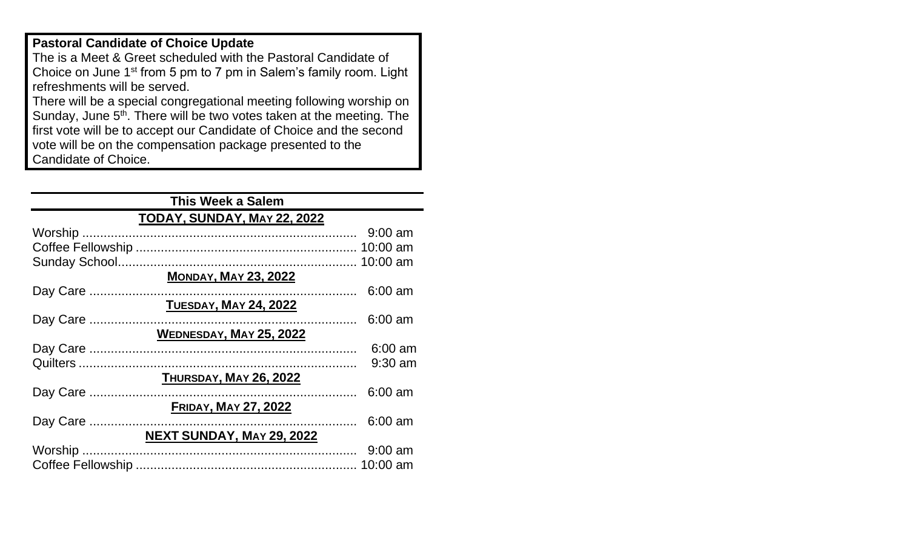**Pastoral Candidate of Choice Update**

The is a Meet & Greet scheduled with the Pastoral Candidate of Choice on June 1st from 5 pm to 7 pm in Salem's family room. Light refreshments will be served.

There will be a special congregational meeting following worship on Sunday, June 5th. There will be two votes taken at the meeting. The first vote will be to accept our Candidate of Choice and the second vote will be on the compensation package presented to the Candidate of Choice.

## This Week a Salem

**TODAY, SUNDAY, MAY 22, 2022**

Worship .......... 9:00 am
Coffee Fellowship .......... 10:00 am
Sunday School .......... 10:00 am

**MONDAY, MAY 23, 2022**

Day Care .......... 6:00 am

**TUESDAY, MAY 24, 2022**

Day Care .......... 6:00 am

**WEDNESDAY, MAY 25, 2022**

Day Care .......... 6:00 am
Quilters .......... 9:30 am

**THURSDAY, MAY 26, 2022**

Day Care .......... 6:00 am

**FRIDAY, MAY 27, 2022**

Day Care .......... 6:00 am

**NEXT SUNDAY, MAY 29, 2022**

Worship .......... 9:00 am
Coffee Fellowship .......... 10:00 am